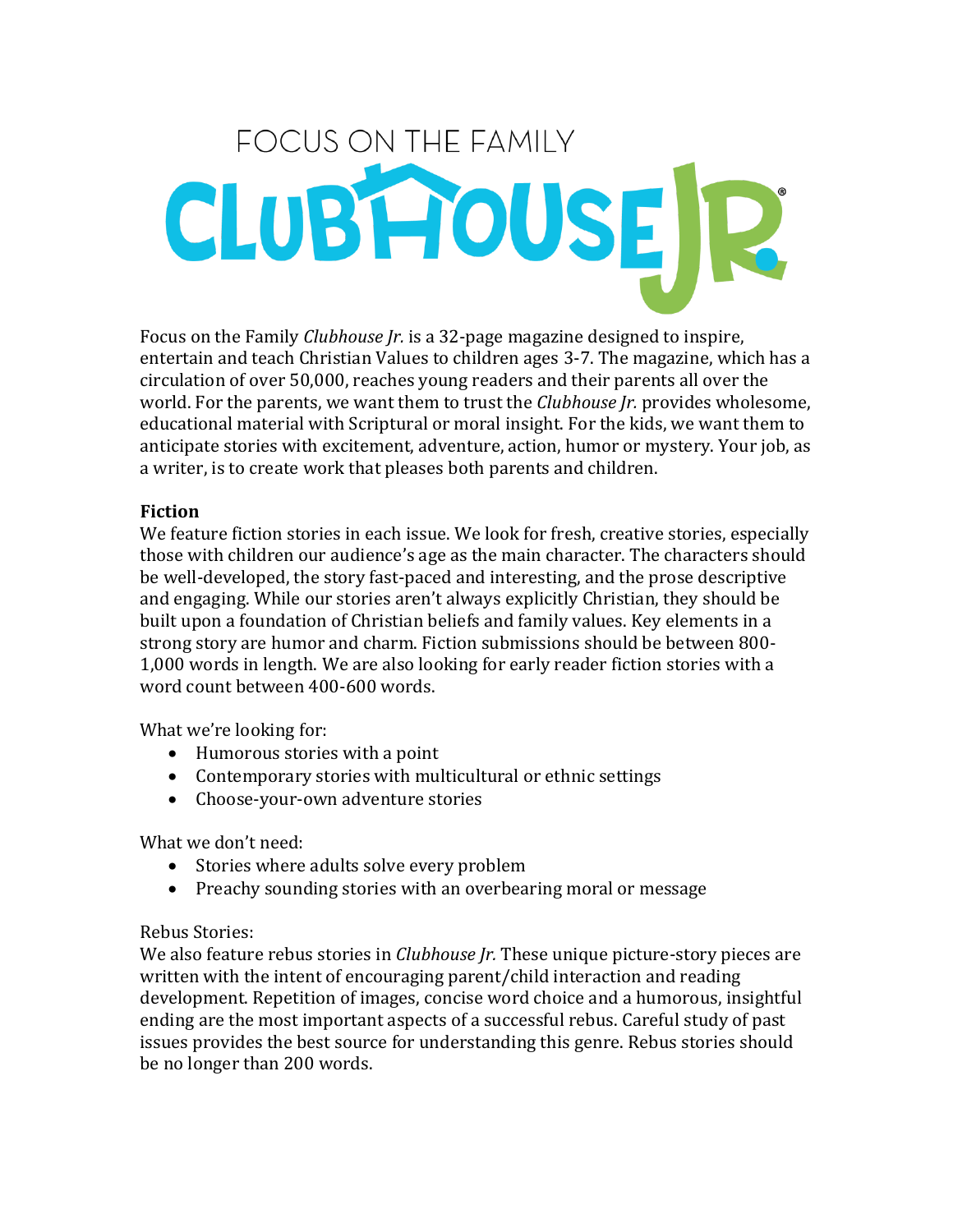# FOCUS ON THE FAMILY CLUBHOUSE JR.

Focus on the Family *Clubhouse Jr.* is a 32-page magazine designed to inspire, entertain and teach Christian Values to children ages 3-7. The magazine, which has a circulation of over 50,000, reaches young readers and their parents all over the world. For the parents, we want them to trust the *Clubhouse Jr.* provides wholesome, educational material with Scriptural or moral insight. For the kids, we want them to anticipate stories with excitement, adventure, action, humor or mystery. Your job, as a writer, is to create work that pleases both parents and children.

**Fiction**

We feature fiction stories in each issue. We look for fresh, creative stories, especially those with children our audience's age as the main character. The characters should be well-developed, the story fast-paced and interesting, and the prose descriptive and engaging. While our stories aren't always explicitly Christian, they should be built upon a foundation of Christian beliefs and family values. Key elements in a strong story are humor and charm. Fiction submissions should be between 800-1,000 words in length. We are also looking for early reader fiction stories with a word count between 400-600 words.

What we're looking for:

- Humorous stories with a point
- Contemporary stories with multicultural or ethnic settings
- Choose-your-own adventure stories

What we don't need:

- Stories where adults solve every problem
- Preachy sounding stories with an overbearing moral or message

Rebus Stories:

We also feature rebus stories in *Clubhouse Jr.* These unique picture-story pieces are written with the intent of encouraging parent/child interaction and reading development. Repetition of images, concise word choice and a humorous, insightful ending are the most important aspects of a successful rebus. Careful study of past issues provides the best source for understanding this genre. Rebus stories should be no longer than 200 words.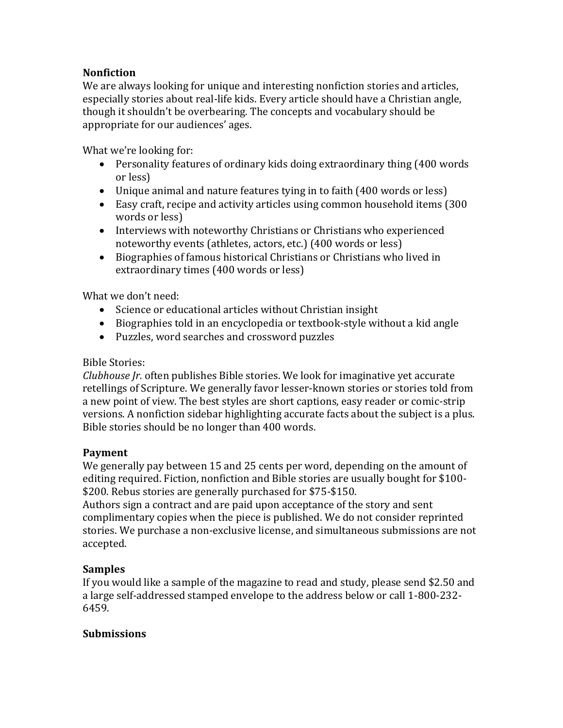**Nonfiction**

We are always looking for unique and interesting nonfiction stories and articles, especially stories about real-life kids. Every article should have a Christian angle, though it shouldn't be overbearing. The concepts and vocabulary should be appropriate for our audiences' ages.

What we're looking for:

- Personality features of ordinary kids doing extraordinary thing (400 words or less)
- Unique animal and nature features tying in to faith (400 words or less)
- Easy craft, recipe and activity articles using common household items (300 words or less)
- Interviews with noteworthy Christians or Christians who experienced noteworthy events (athletes, actors, etc.) (400 words or less)
- Biographies of famous historical Christians or Christians who lived in extraordinary times (400 words or less)

What we don't need:

- Science or educational articles without Christian insight
- Biographies told in an encyclopedia or textbook-style without a kid angle
- Puzzles, word searches and crossword puzzles

Bible Stories:

*Clubhouse Jr.* often publishes Bible stories. We look for imaginative yet accurate retellings of Scripture. We generally favor lesser-known stories or stories told from a new point of view. The best styles are short captions, easy reader or comic-strip versions. A nonfiction sidebar highlighting accurate facts about the subject is a plus. Bible stories should be no longer than 400 words.

**Payment**

We generally pay between 15 and 25 cents per word, depending on the amount of editing required. Fiction, nonfiction and Bible stories are usually bought for $100-$200. Rebus stories are generally purchased for $75-$150.

Authors sign a contract and are paid upon acceptance of the story and sent complimentary copies when the piece is published. We do not consider reprinted stories. We purchase a non-exclusive license, and simultaneous submissions are not accepted.

**Samples**

If you would like a sample of the magazine to read and study, please send $2.50 and a large self-addressed stamped envelope to the address below or call 1-800-232-6459.

**Submissions**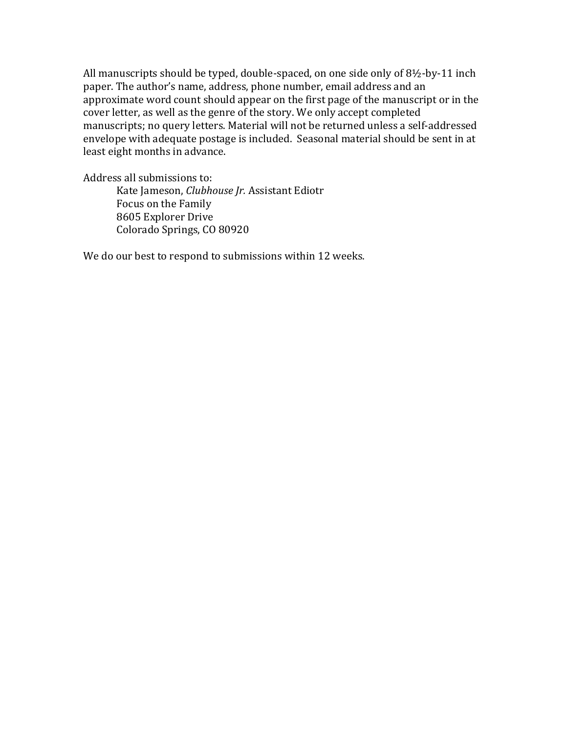All manuscripts should be typed, double-spaced, on one side only of 8½-by-11 inch paper. The author's name, address, phone number, email address and an approximate word count should appear on the first page of the manuscript or in the cover letter, as well as the genre of the story. We only accept completed manuscripts; no query letters. Material will not be returned unless a self-addressed envelope with adequate postage is included. Seasonal material should be sent in at least eight months in advance.

Address all submissions to:

Kate Jameson, *Clubhouse Jr.* Assistant Ediotr
Focus on the Family
8605 Explorer Drive
Colorado Springs, CO 80920

We do our best to respond to submissions within 12 weeks.